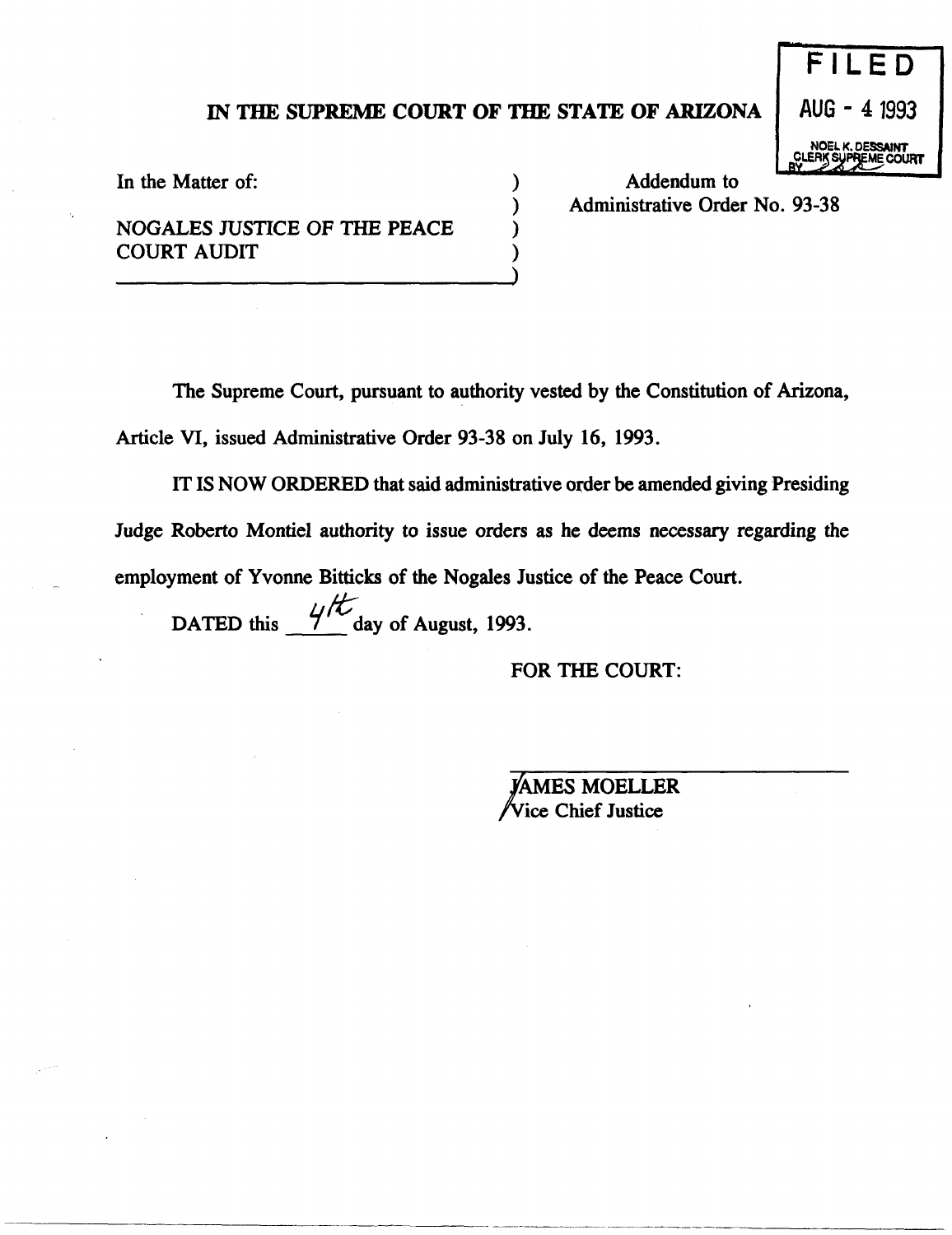FILED
AUG - 4 1993
NOEL K. DESSAINT
CLERK SUPREME COURT

# IN THE SUPREME COURT OF THE STATE OF ARIZONA

In the Matter of: )
) Addendum to
NOGALES JUSTICE OF THE PEACE ) Administrative Order No. 93-38
COURT AUDIT )

The Supreme Court, pursuant to authority vested by the Constitution of Arizona, Article VI, issued Administrative Order 93-38 on July 16, 1993.

IT IS NOW ORDERED that said administrative order be amended giving Presiding Judge Roberto Montiel authority to issue orders as he deems necessary regarding the employment of Yvonne Bitticks of the Nogales Justice of the Peace Court.

DATED this 4th day of August, 1993.

FOR THE COURT:

JAMES MOELLER
Vice Chief Justice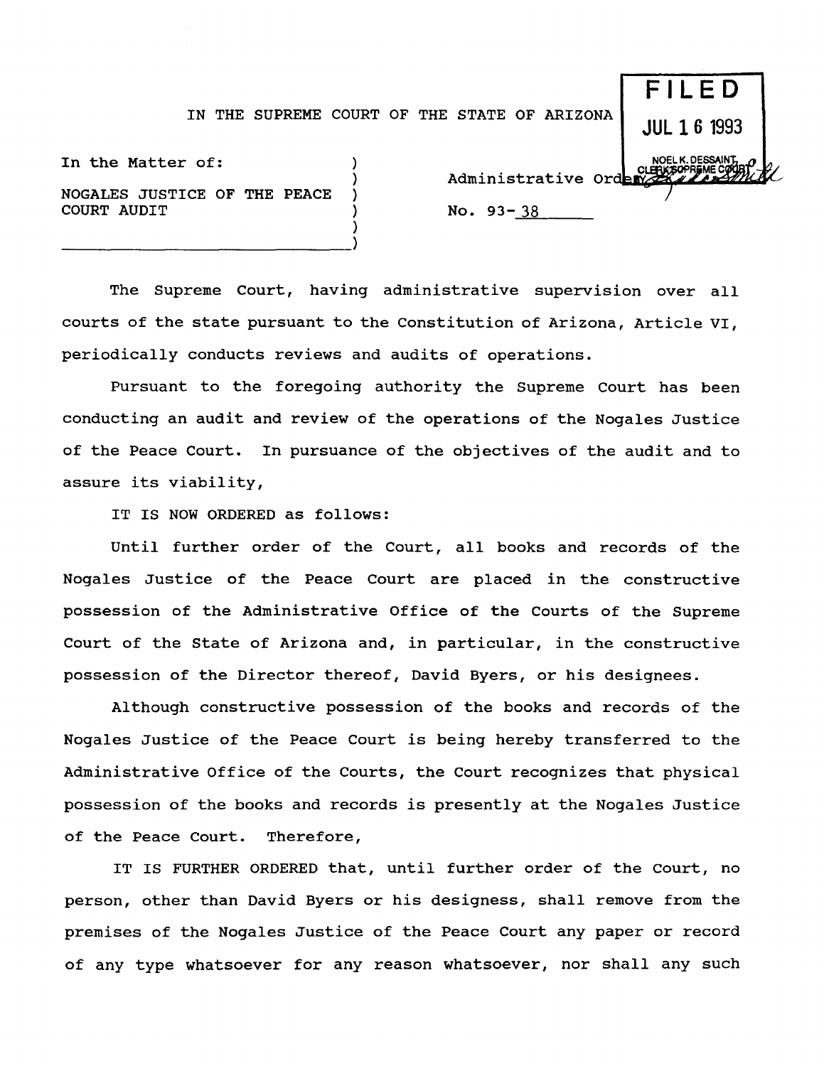IN THE SUPREME COURT OF THE STATE OF ARIZONA

**FILED**
JUL 1 6 1993
NOEL K. DESSAINT
CLERK SUPREME COURT

In the Matter of:

NOGALES JUSTICE OF THE PEACE COURT AUDIT

Administrative Order

No. 93-38

The Supreme Court, having administrative supervision over all courts of the state pursuant to the Constitution of Arizona, Article VI, periodically conducts reviews and audits of operations.

Pursuant to the foregoing authority the Supreme Court has been conducting an audit and review of the operations of the Nogales Justice of the Peace Court. In pursuance of the objectives of the audit and to assure its viability,

IT IS NOW ORDERED as follows:

Until further order of the Court, all books and records of the Nogales Justice of the Peace Court are placed in the constructive possession of the Administrative Office of the Courts of the Supreme Court of the State of Arizona and, in particular, in the constructive possession of the Director thereof, David Byers, or his designees.

Although constructive possession of the books and records of the Nogales Justice of the Peace Court is being hereby transferred to the Administrative Office of the Courts, the Court recognizes that physical possession of the books and records is presently at the Nogales Justice of the Peace Court. Therefore,

IT IS FURTHER ORDERED that, until further order of the Court, no person, other than David Byers or his designess, shall remove from the premises of the Nogales Justice of the Peace Court any paper or record of any type whatsoever for any reason whatsoever, nor shall any such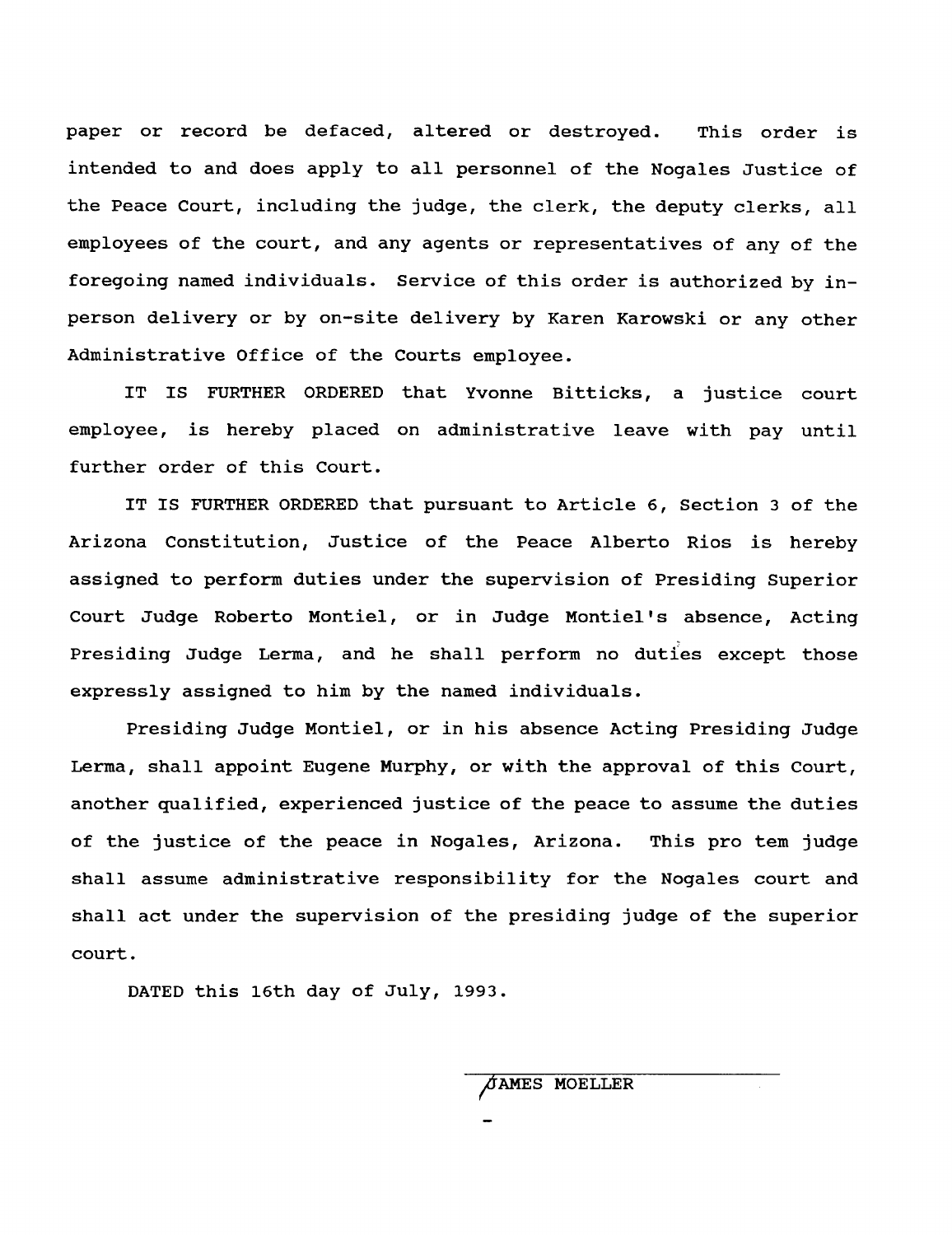paper or record be defaced, altered or destroyed. This order is intended to and does apply to all personnel of the Nogales Justice of the Peace Court, including the judge, the clerk, the deputy clerks, all employees of the court, and any agents or representatives of any of the foregoing named individuals. Service of this order is authorized by in-person delivery or by on-site delivery by Karen Karowski or any other Administrative Office of the Courts employee.

IT IS FURTHER ORDERED that Yvonne Bitticks, a justice court employee, is hereby placed on administrative leave with pay until further order of this Court.

IT IS FURTHER ORDERED that pursuant to Article 6, Section 3 of the Arizona Constitution, Justice of the Peace Alberto Rios is hereby assigned to perform duties under the supervision of Presiding Superior Court Judge Roberto Montiel, or in Judge Montiel's absence, Acting Presiding Judge Lerma, and he shall perform no duties except those expressly assigned to him by the named individuals.

Presiding Judge Montiel, or in his absence Acting Presiding Judge Lerma, shall appoint Eugene Murphy, or with the approval of this Court, another qualified, experienced justice of the peace to assume the duties of the justice of the peace in Nogales, Arizona. This pro tem judge shall assume administrative responsibility for the Nogales court and shall act under the supervision of the presiding judge of the superior court.

DATED this 16th day of July, 1993.

JAMES MOELLER